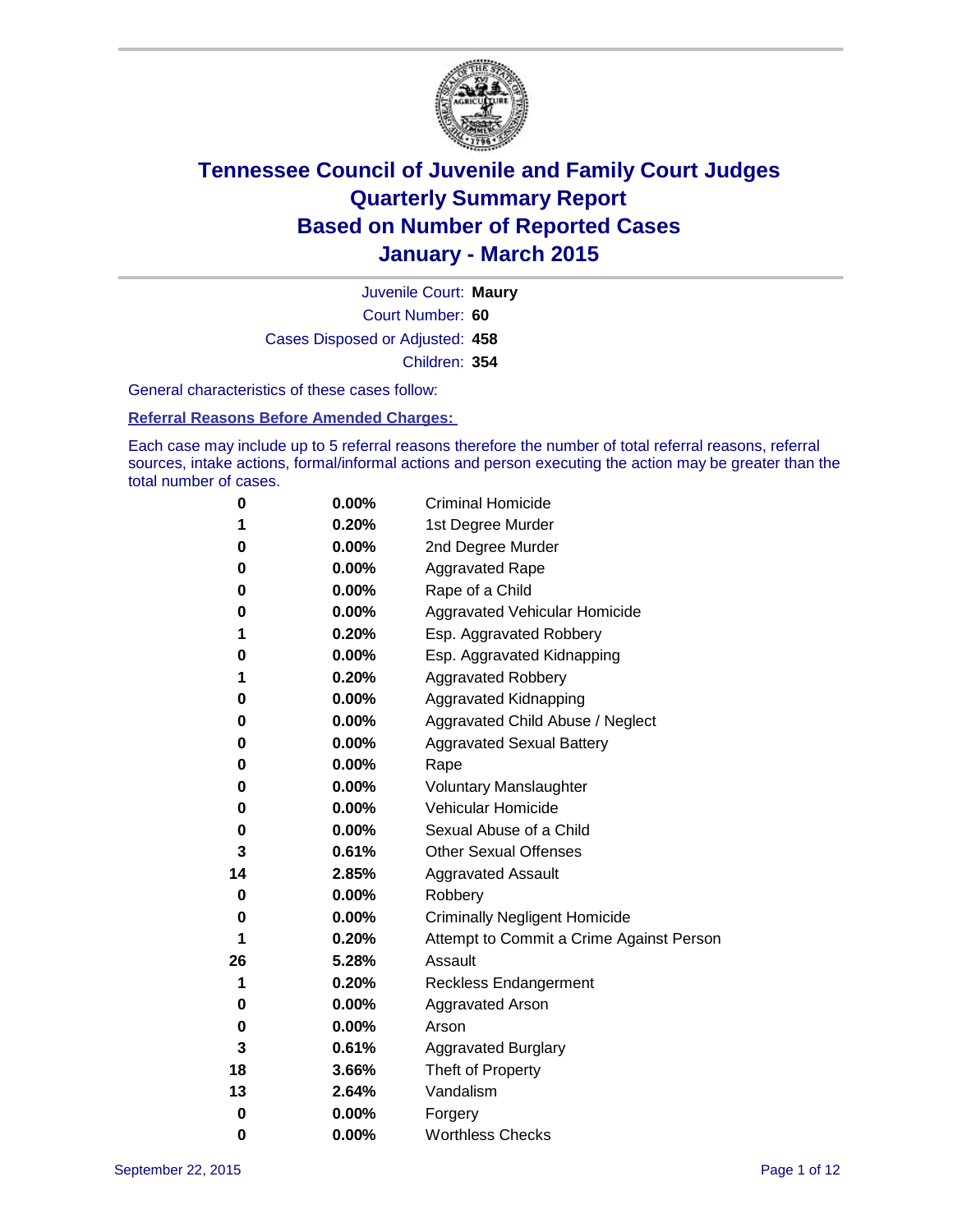# Tennessee Council of Juvenile and Family Court Judges
# Quarterly Summary Report
# Based on Number of Reported Cases
# January - March 2015

Juvenile Court: **Maury**

Court Number: **60**

Cases Disposed or Adjusted: **458**

Children: **354**

General characteristics of these cases follow:

**Referral Reasons Before Amended Charges:**

Each case may include up to 5 referral reasons therefore the number of total referral reasons, referral sources, intake actions, formal/informal actions and person executing the action may be greater than the total number of cases.

| Count | Percent | Referral Reason |
|---|---|---|
| 0 | 0.00% | Criminal Homicide |
| 1 | 0.20% | 1st Degree Murder |
| 0 | 0.00% | 2nd Degree Murder |
| 0 | 0.00% | Aggravated Rape |
| 0 | 0.00% | Rape of a Child |
| 0 | 0.00% | Aggravated Vehicular Homicide |
| 1 | 0.20% | Esp. Aggravated Robbery |
| 0 | 0.00% | Esp. Aggravated Kidnapping |
| 1 | 0.20% | Aggravated Robbery |
| 0 | 0.00% | Aggravated Kidnapping |
| 0 | 0.00% | Aggravated Child Abuse / Neglect |
| 0 | 0.00% | Aggravated Sexual Battery |
| 0 | 0.00% | Rape |
| 0 | 0.00% | Voluntary Manslaughter |
| 0 | 0.00% | Vehicular Homicide |
| 0 | 0.00% | Sexual Abuse of a Child |
| 3 | 0.61% | Other Sexual Offenses |
| 14 | 2.85% | Aggravated Assault |
| 0 | 0.00% | Robbery |
| 0 | 0.00% | Criminally Negligent Homicide |
| 1 | 0.20% | Attempt to Commit a Crime Against Person |
| 26 | 5.28% | Assault |
| 1 | 0.20% | Reckless Endangerment |
| 0 | 0.00% | Aggravated Arson |
| 0 | 0.00% | Arson |
| 3 | 0.61% | Aggravated Burglary |
| 18 | 3.66% | Theft of Property |
| 13 | 2.64% | Vandalism |
| 0 | 0.00% | Forgery |
| 0 | 0.00% | Worthless Checks |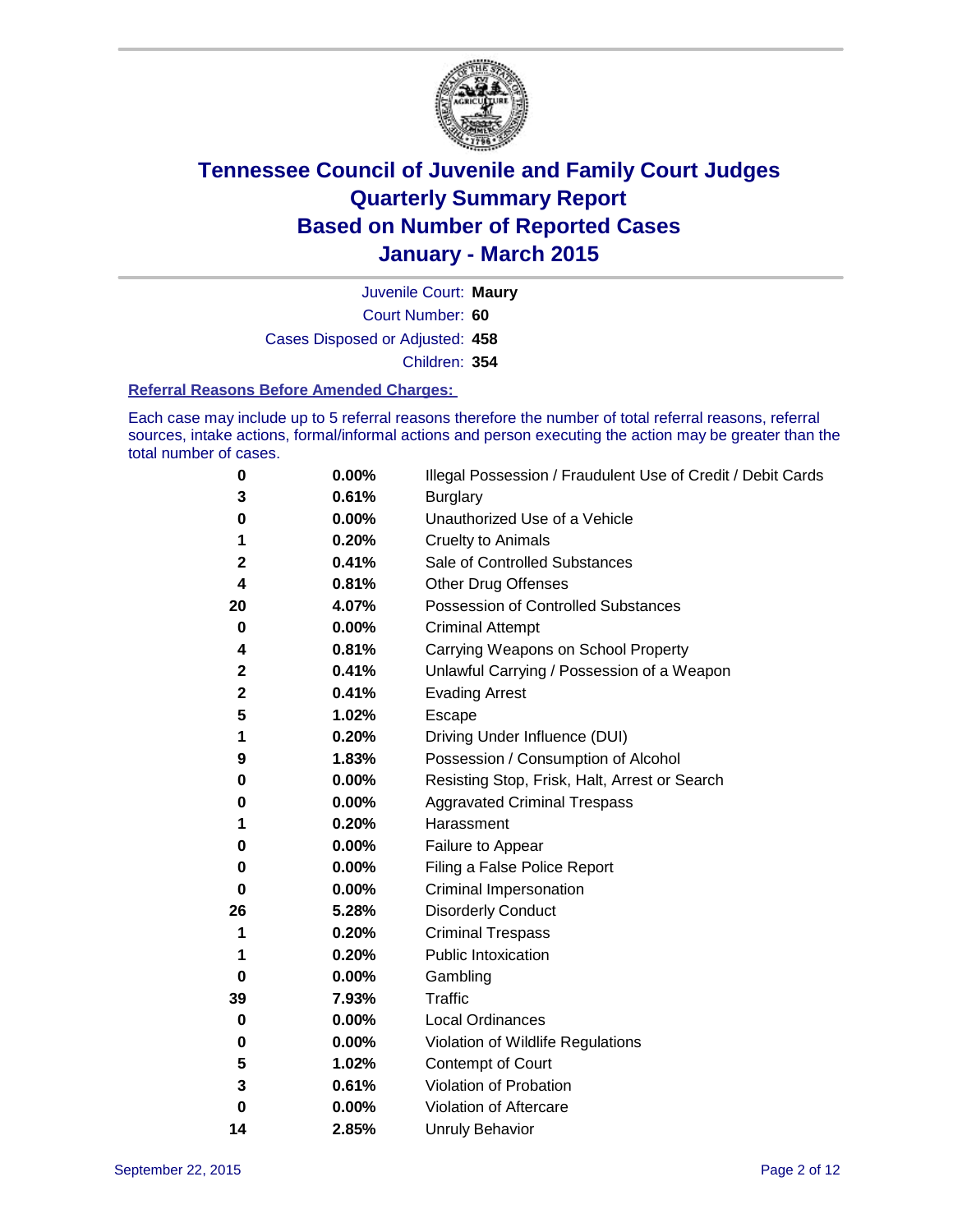# Tennessee Council of Juvenile and Family Court Judges
# Quarterly Summary Report
# Based on Number of Reported Cases
# January - March 2015

Juvenile Court: **Maury**

Court Number: **60**

Cases Disposed or Adjusted: **458**

Children: **354**

### Referral Reasons Before Amended Charges:

Each case may include up to 5 referral reasons therefore the number of total referral reasons, referral sources, intake actions, formal/informal actions and person executing the action may be greater than the total number of cases.

| Count | Percent | Referral Reason |
|---|---|---|
| 0 | 0.00% | Illegal Possession / Fraudulent Use of Credit / Debit Cards |
| 3 | 0.61% | Burglary |
| 0 | 0.00% | Unauthorized Use of a Vehicle |
| 1 | 0.20% | Cruelty to Animals |
| 2 | 0.41% | Sale of Controlled Substances |
| 4 | 0.81% | Other Drug Offenses |
| 20 | 4.07% | Possession of Controlled Substances |
| 0 | 0.00% | Criminal Attempt |
| 4 | 0.81% | Carrying Weapons on School Property |
| 2 | 0.41% | Unlawful Carrying / Possession of a Weapon |
| 2 | 0.41% | Evading Arrest |
| 5 | 1.02% | Escape |
| 1 | 0.20% | Driving Under Influence (DUI) |
| 9 | 1.83% | Possession / Consumption of Alcohol |
| 0 | 0.00% | Resisting Stop, Frisk, Halt, Arrest or Search |
| 0 | 0.00% | Aggravated Criminal Trespass |
| 1 | 0.20% | Harassment |
| 0 | 0.00% | Failure to Appear |
| 0 | 0.00% | Filing a False Police Report |
| 0 | 0.00% | Criminal Impersonation |
| 26 | 5.28% | Disorderly Conduct |
| 1 | 0.20% | Criminal Trespass |
| 1 | 0.20% | Public Intoxication |
| 0 | 0.00% | Gambling |
| 39 | 7.93% | Traffic |
| 0 | 0.00% | Local Ordinances |
| 0 | 0.00% | Violation of Wildlife Regulations |
| 5 | 1.02% | Contempt of Court |
| 3 | 0.61% | Violation of Probation |
| 0 | 0.00% | Violation of Aftercare |
| 14 | 2.85% | Unruly Behavior |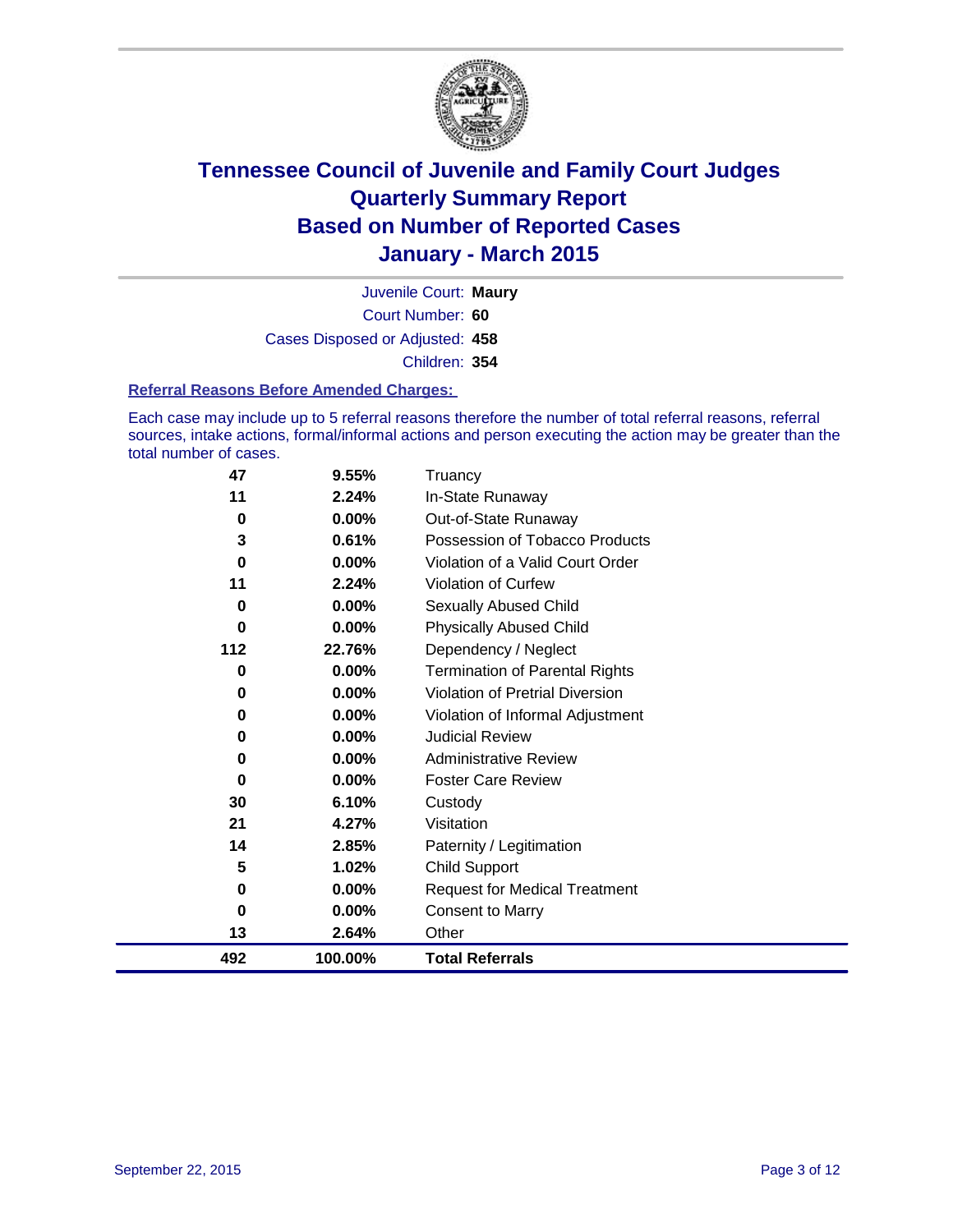# Tennessee Council of Juvenile and Family Court Judges
# Quarterly Summary Report
# Based on Number of Reported Cases
# January - March 2015

Juvenile Court: **Maury**

Court Number: **60**

Cases Disposed or Adjusted: **458**

Children: **354**

**Referral Reasons Before Amended Charges:**

Each case may include up to 5 referral reasons therefore the number of total referral reasons, referral sources, intake actions, formal/informal actions and person executing the action may be greater than the total number of cases.

| Count | Percent | Referral Reason |
|---|---|---|
| 47 | 9.55% | Truancy |
| 11 | 2.24% | In-State Runaway |
| 0 | 0.00% | Out-of-State Runaway |
| 3 | 0.61% | Possession of Tobacco Products |
| 0 | 0.00% | Violation of a Valid Court Order |
| 11 | 2.24% | Violation of Curfew |
| 0 | 0.00% | Sexually Abused Child |
| 0 | 0.00% | Physically Abused Child |
| 112 | 22.76% | Dependency / Neglect |
| 0 | 0.00% | Termination of Parental Rights |
| 0 | 0.00% | Violation of Pretrial Diversion |
| 0 | 0.00% | Violation of Informal Adjustment |
| 0 | 0.00% | Judicial Review |
| 0 | 0.00% | Administrative Review |
| 0 | 0.00% | Foster Care Review |
| 30 | 6.10% | Custody |
| 21 | 4.27% | Visitation |
| 14 | 2.85% | Paternity / Legitimation |
| 5 | 1.02% | Child Support |
| 0 | 0.00% | Request for Medical Treatment |
| 0 | 0.00% | Consent to Marry |
| 13 | 2.64% | Other |
| **492** | **100.00%** | **Total Referrals** |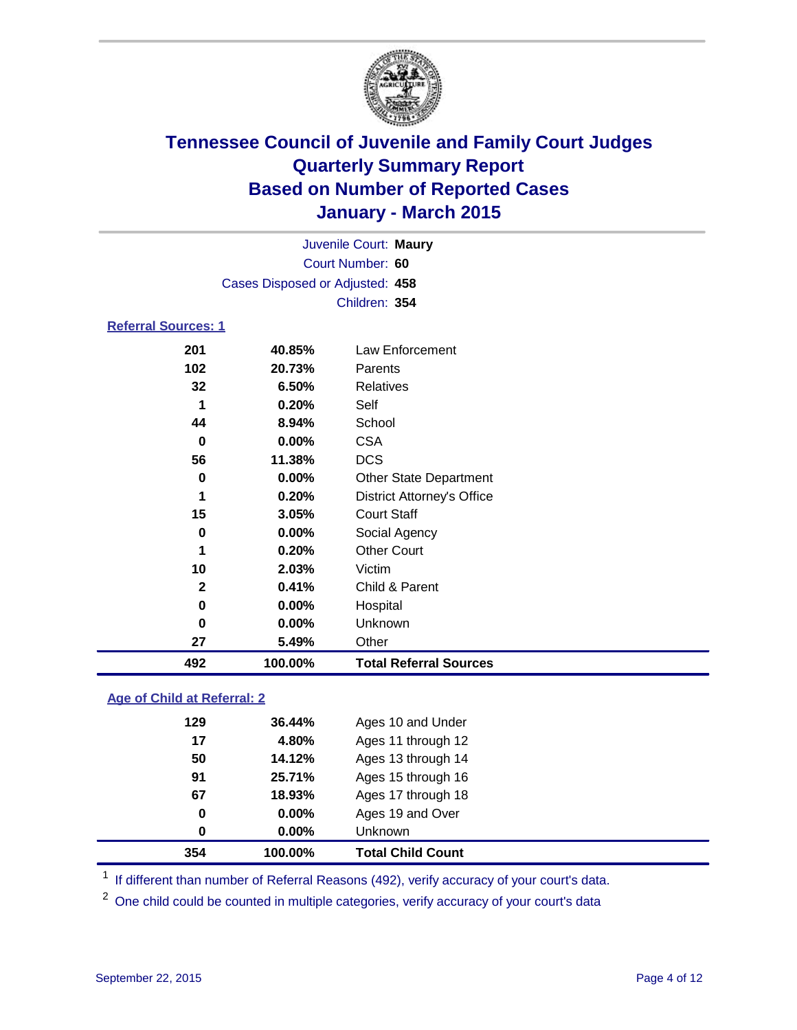# Tennessee Council of Juvenile and Family Court Judges
## Quarterly Summary Report
## Based on Number of Reported Cases
## January - March 2015

Juvenile Court: **Maury**

Court Number: **60**

Cases Disposed or Adjusted: **458**

Children: **354**

### Referral Sources: 1

| | | |
|---|---|---|
| **201** | **40.85%** | Law Enforcement |
| **102** | **20.73%** | Parents |
| **32** | **6.50%** | Relatives |
| **1** | **0.20%** | Self |
| **44** | **8.94%** | School |
| **0** | **0.00%** | CSA |
| **56** | **11.38%** | DCS |
| **0** | **0.00%** | Other State Department |
| **1** | **0.20%** | District Attorney's Office |
| **15** | **3.05%** | Court Staff |
| **0** | **0.00%** | Social Agency |
| **1** | **0.20%** | Other Court |
| **10** | **2.03%** | Victim |
| **2** | **0.41%** | Child & Parent |
| **0** | **0.00%** | Hospital |
| **0** | **0.00%** | Unknown |
| **27** | **5.49%** | Other |
| **492** | **100.00%** | **Total Referral Sources** |

### Age of Child at Referral: 2

| | | |
|---|---|---|
| **129** | **36.44%** | Ages 10 and Under |
| **17** | **4.80%** | Ages 11 through 12 |
| **50** | **14.12%** | Ages 13 through 14 |
| **91** | **25.71%** | Ages 15 through 16 |
| **67** | **18.93%** | Ages 17 through 18 |
| **0** | **0.00%** | Ages 19 and Over |
| **0** | **0.00%** | Unknown |
| **354** | **100.00%** | **Total Child Count** |

[1] If different than number of Referral Reasons (492), verify accuracy of your court's data.

[2] One child could be counted in multiple categories, verify accuracy of your court's data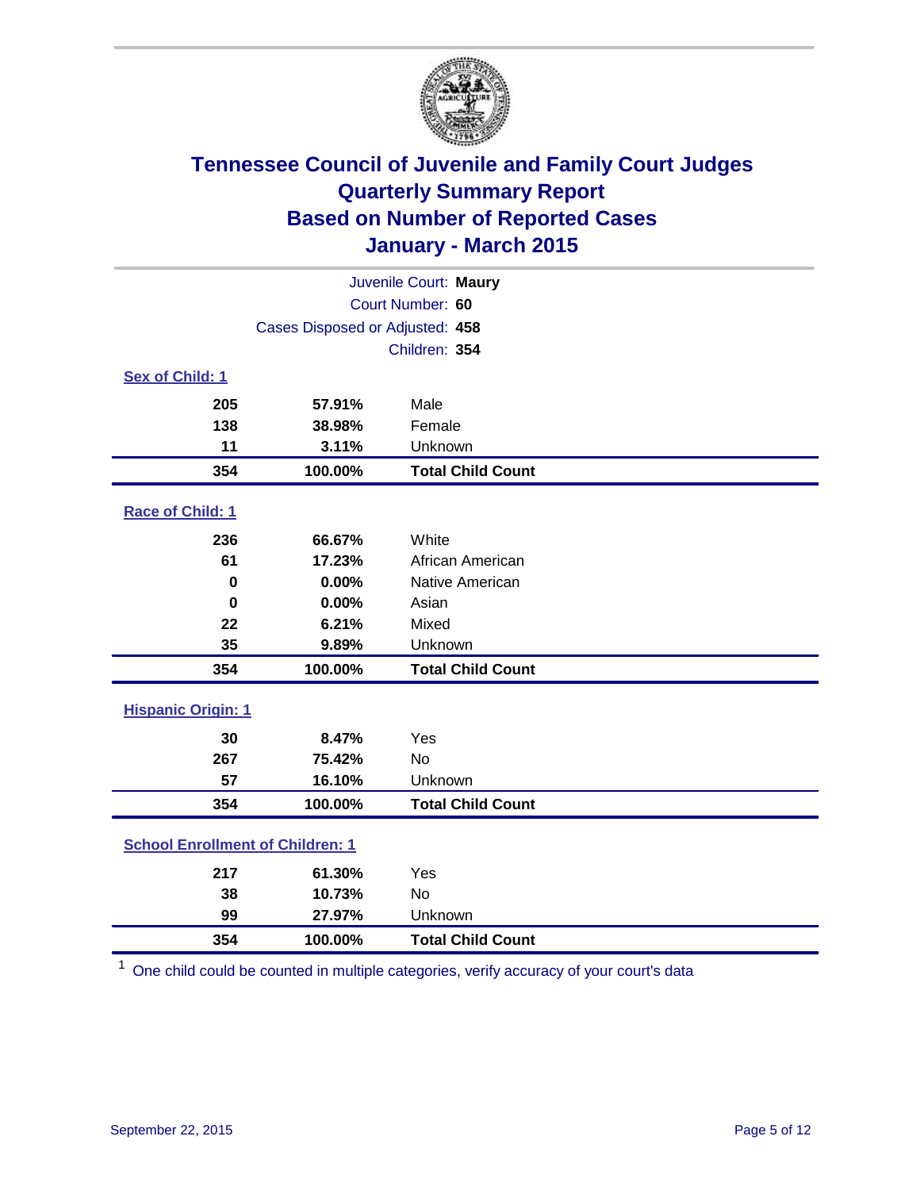# Tennessee Council of Juvenile and Family Court Judges
## Quarterly Summary Report
## Based on Number of Reported Cases
## January - March 2015

Juvenile Court: **Maury**
Court Number: **60**
Cases Disposed or Adjusted: **458**
Children: **354**

### Sex of Child: 1

| Count | Percent | Category |
|---|---|---|
| 205 | 57.91% | Male |
| 138 | 38.98% | Female |
| 11 | 3.11% | Unknown |
| **354** | **100.00%** | **Total Child Count** |

### Race of Child: 1

| Count | Percent | Category |
|---|---|---|
| 236 | 66.67% | White |
| 61 | 17.23% | African American |
| 0 | 0.00% | Native American |
| 0 | 0.00% | Asian |
| 22 | 6.21% | Mixed |
| 35 | 9.89% | Unknown |
| **354** | **100.00%** | **Total Child Count** |

### Hispanic Origin: 1

| Count | Percent | Category |
|---|---|---|
| 30 | 8.47% | Yes |
| 267 | 75.42% | No |
| 57 | 16.10% | Unknown |
| **354** | **100.00%** | **Total Child Count** |

### School Enrollment of Children: 1

| Count | Percent | Category |
|---|---|---|
| 217 | 61.30% | Yes |
| 38 | 10.73% | No |
| 99 | 27.97% | Unknown |
| **354** | **100.00%** | **Total Child Count** |

[1] One child could be counted in multiple categories, verify accuracy of your court's data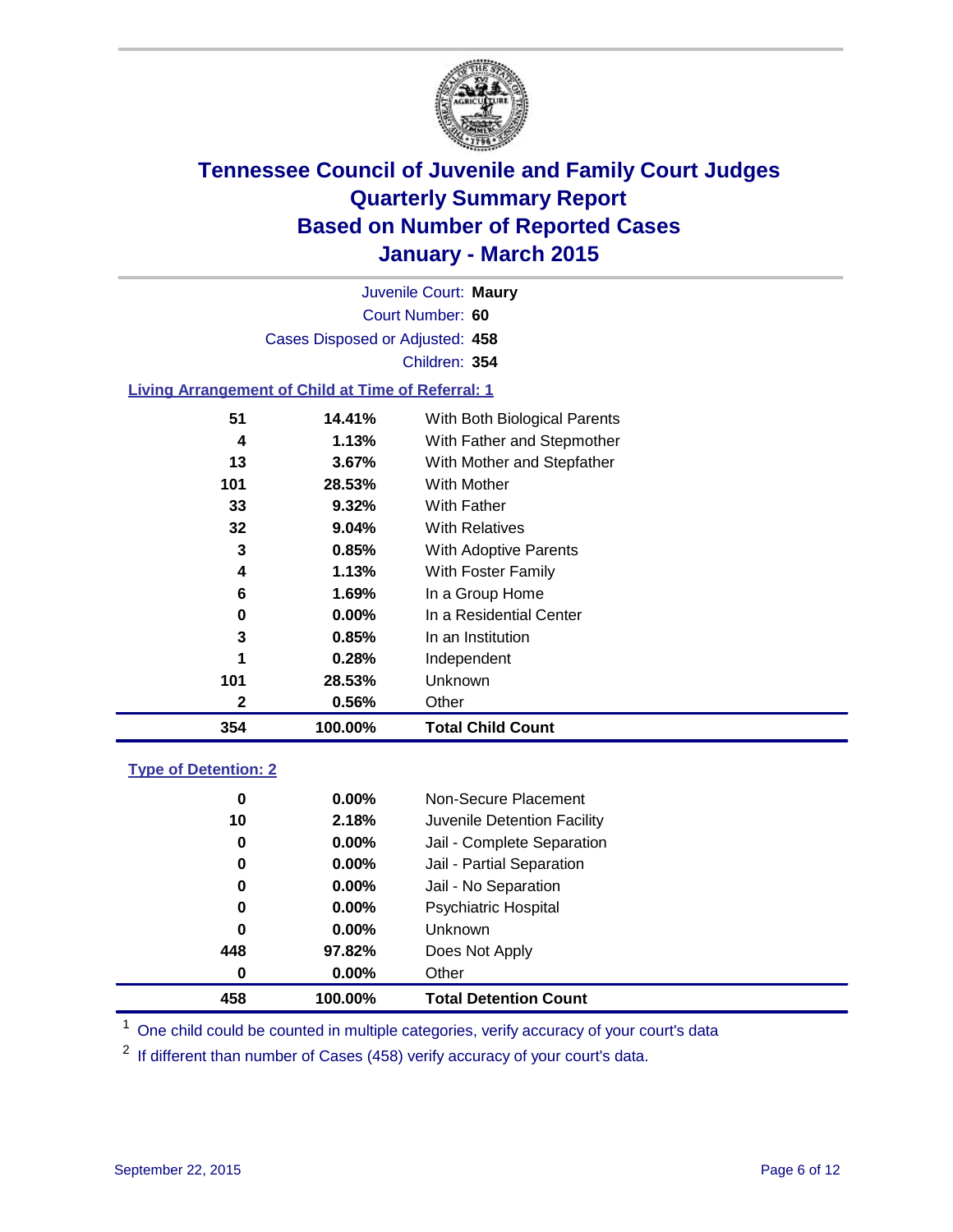# Tennessee Council of Juvenile and Family Court Judges
## Quarterly Summary Report
## Based on Number of Reported Cases
## January - March 2015

Juvenile Court: **Maury**
Court Number: **60**
Cases Disposed or Adjusted: **458**
Children: **354**

### Living Arrangement of Child at Time of Referral: 1

| Count | Percent | Category |
|---|---|---|
| 51 | 14.41% | With Both Biological Parents |
| 4 | 1.13% | With Father and Stepmother |
| 13 | 3.67% | With Mother and Stepfather |
| 101 | 28.53% | With Mother |
| 33 | 9.32% | With Father |
| 32 | 9.04% | With Relatives |
| 3 | 0.85% | With Adoptive Parents |
| 4 | 1.13% | With Foster Family |
| 6 | 1.69% | In a Group Home |
| 0 | 0.00% | In a Residential Center |
| 3 | 0.85% | In an Institution |
| 1 | 0.28% | Independent |
| 101 | 28.53% | Unknown |
| 2 | 0.56% | Other |
| **354** | **100.00%** | **Total Child Count** |

### Type of Detention: 2

| Count | Percent | Category |
|---|---|---|
| 0 | 0.00% | Non-Secure Placement |
| 10 | 2.18% | Juvenile Detention Facility |
| 0 | 0.00% | Jail - Complete Separation |
| 0 | 0.00% | Jail - Partial Separation |
| 0 | 0.00% | Jail - No Separation |
| 0 | 0.00% | Psychiatric Hospital |
| 0 | 0.00% | Unknown |
| 448 | 97.82% | Does Not Apply |
| 0 | 0.00% | Other |
| **458** | **100.00%** | **Total Detention Count** |

[1] One child could be counted in multiple categories, verify accuracy of your court's data

[2] If different than number of Cases (458) verify accuracy of your court's data.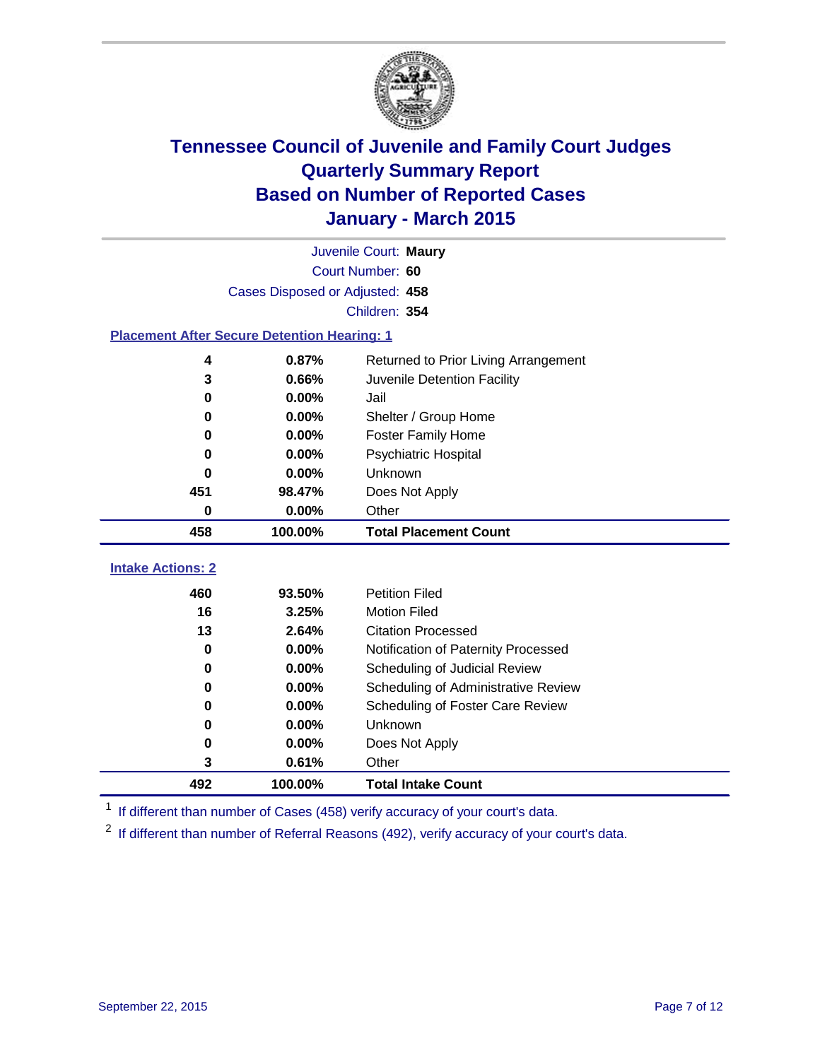# Tennessee Council of Juvenile and Family Court Judges
## Quarterly Summary Report
## Based on Number of Reported Cases
## January - March 2015

Juvenile Court: **Maury**
Court Number: **60**
Cases Disposed or Adjusted: **458**
Children: **354**

### Placement After Secure Detention Hearing: 1

| Count | Percent | Placement |
|---|---|---|
| 4 | 0.87% | Returned to Prior Living Arrangement |
| 3 | 0.66% | Juvenile Detention Facility |
| 0 | 0.00% | Jail |
| 0 | 0.00% | Shelter / Group Home |
| 0 | 0.00% | Foster Family Home |
| 0 | 0.00% | Psychiatric Hospital |
| 0 | 0.00% | Unknown |
| 451 | 98.47% | Does Not Apply |
| 0 | 0.00% | Other |
| **458** | **100.00%** | **Total Placement Count** |

### Intake Actions: 2

| Count | Percent | Intake Action |
|---|---|---|
| 460 | 93.50% | Petition Filed |
| 16 | 3.25% | Motion Filed |
| 13 | 2.64% | Citation Processed |
| 0 | 0.00% | Notification of Paternity Processed |
| 0 | 0.00% | Scheduling of Judicial Review |
| 0 | 0.00% | Scheduling of Administrative Review |
| 0 | 0.00% | Scheduling of Foster Care Review |
| 0 | 0.00% | Unknown |
| 0 | 0.00% | Does Not Apply |
| 3 | 0.61% | Other |
| **492** | **100.00%** | **Total Intake Count** |

[1] If different than number of Cases (458) verify accuracy of your court's data.

[2] If different than number of Referral Reasons (492), verify accuracy of your court's data.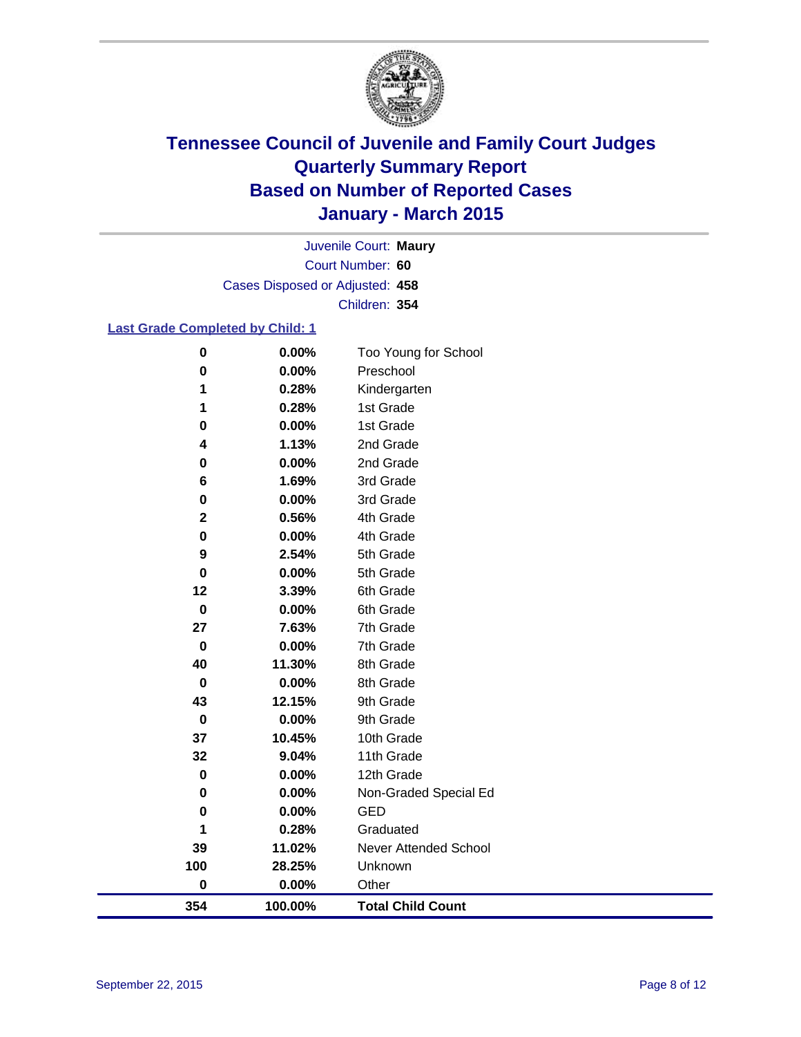# Tennessee Council of Juvenile and Family Court Judges
## Quarterly Summary Report
## Based on Number of Reported Cases
## January - March 2015

Juvenile Court: **Maury**
Court Number: **60**
Cases Disposed or Adjusted: **458**
Children: **354**

**Last Grade Completed by Child: 1**

| Count | Percent | Grade |
|---|---|---|
| 0 | 0.00% | Too Young for School |
| 0 | 0.00% | Preschool |
| 1 | 0.28% | Kindergarten |
| 1 | 0.28% | 1st Grade |
| 0 | 0.00% | 1st Grade |
| 4 | 1.13% | 2nd Grade |
| 0 | 0.00% | 2nd Grade |
| 6 | 1.69% | 3rd Grade |
| 0 | 0.00% | 3rd Grade |
| 2 | 0.56% | 4th Grade |
| 0 | 0.00% | 4th Grade |
| 9 | 2.54% | 5th Grade |
| 0 | 0.00% | 5th Grade |
| 12 | 3.39% | 6th Grade |
| 0 | 0.00% | 6th Grade |
| 27 | 7.63% | 7th Grade |
| 0 | 0.00% | 7th Grade |
| 40 | 11.30% | 8th Grade |
| 0 | 0.00% | 8th Grade |
| 43 | 12.15% | 9th Grade |
| 0 | 0.00% | 9th Grade |
| 37 | 10.45% | 10th Grade |
| 32 | 9.04% | 11th Grade |
| 0 | 0.00% | 12th Grade |
| 0 | 0.00% | Non-Graded Special Ed |
| 0 | 0.00% | GED |
| 1 | 0.28% | Graduated |
| 39 | 11.02% | Never Attended School |
| 100 | 28.25% | Unknown |
| 0 | 0.00% | Other |
| **354** | **100.00%** | **Total Child Count** |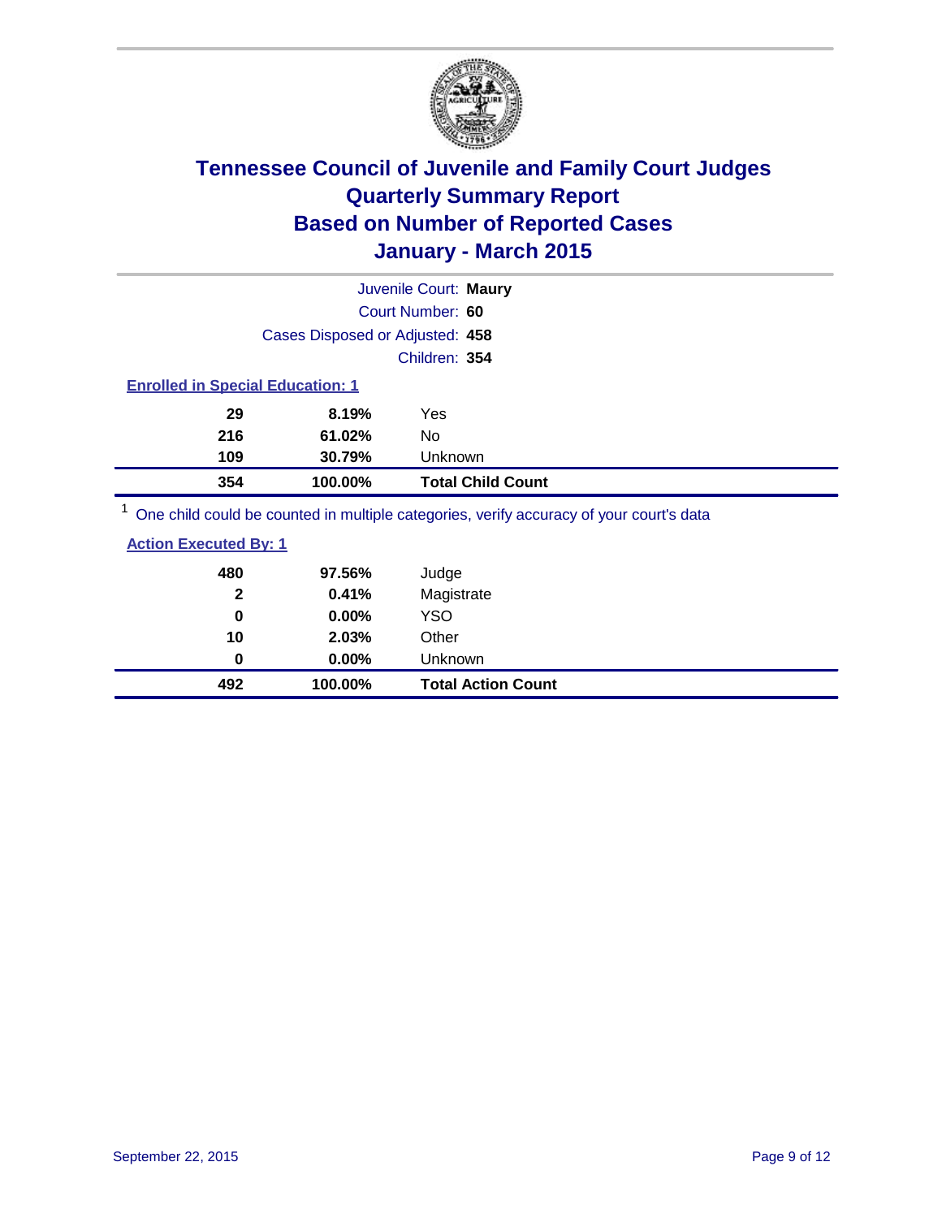# Tennessee Council of Juvenile and Family Court Judges
## Quarterly Summary Report
## Based on Number of Reported Cases
## January - March 2015

Juvenile Court: **Maury**

Court Number: **60**

Cases Disposed or Adjusted: **458**

Children: **354**

### Enrolled in Special Education: 1

| | | |
|---|---|---|
| 29 | 8.19% | Yes |
| 216 | 61.02% | No |
| 109 | 30.79% | Unknown |
| **354** | **100.00%** | **Total Child Count** |

[1] One child could be counted in multiple categories, verify accuracy of your court's data

### Action Executed By: 1

| | | |
|---|---|---|
| 480 | 97.56% | Judge |
| 2 | 0.41% | Magistrate |
| 0 | 0.00% | YSO |
| 10 | 2.03% | Other |
| 0 | 0.00% | Unknown |
| **492** | **100.00%** | **Total Action Count** |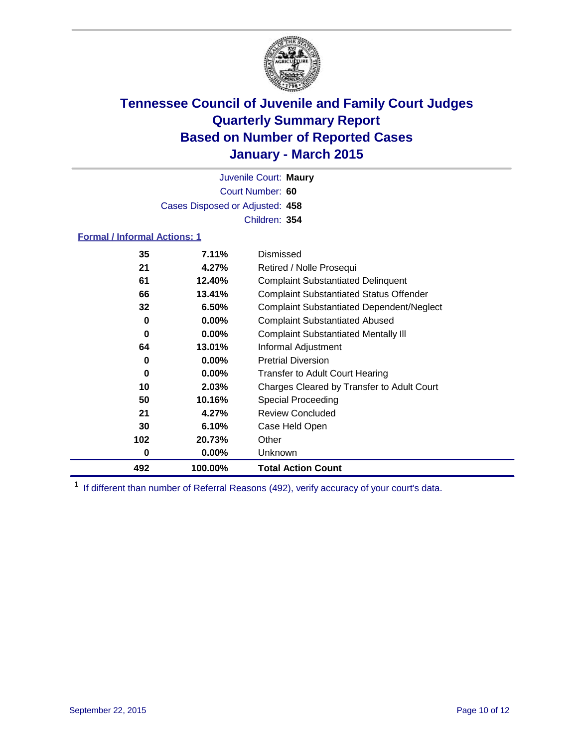# Tennessee Council of Juvenile and Family Court Judges
# Quarterly Summary Report
# Based on Number of Reported Cases
# January - March 2015

Juvenile Court: **Maury**
Court Number: **60**
Cases Disposed or Adjusted: **458**
Children: **354**

### Formal / Informal Actions: 1

| Count | Percent | Action |
|---|---|---|
| 35 | 7.11% | Dismissed |
| 21 | 4.27% | Retired / Nolle Prosequi |
| 61 | 12.40% | Complaint Substantiated Delinquent |
| 66 | 13.41% | Complaint Substantiated Status Offender |
| 32 | 6.50% | Complaint Substantiated Dependent/Neglect |
| 0 | 0.00% | Complaint Substantiated Abused |
| 0 | 0.00% | Complaint Substantiated Mentally Ill |
| 64 | 13.01% | Informal Adjustment |
| 0 | 0.00% | Pretrial Diversion |
| 0 | 0.00% | Transfer to Adult Court Hearing |
| 10 | 2.03% | Charges Cleared by Transfer to Adult Court |
| 50 | 10.16% | Special Proceeding |
| 21 | 4.27% | Review Concluded |
| 30 | 6.10% | Case Held Open |
| 102 | 20.73% | Other |
| 0 | 0.00% | Unknown |
| **492** | **100.00%** | **Total Action Count** |

[1] If different than number of Referral Reasons (492), verify accuracy of your court's data.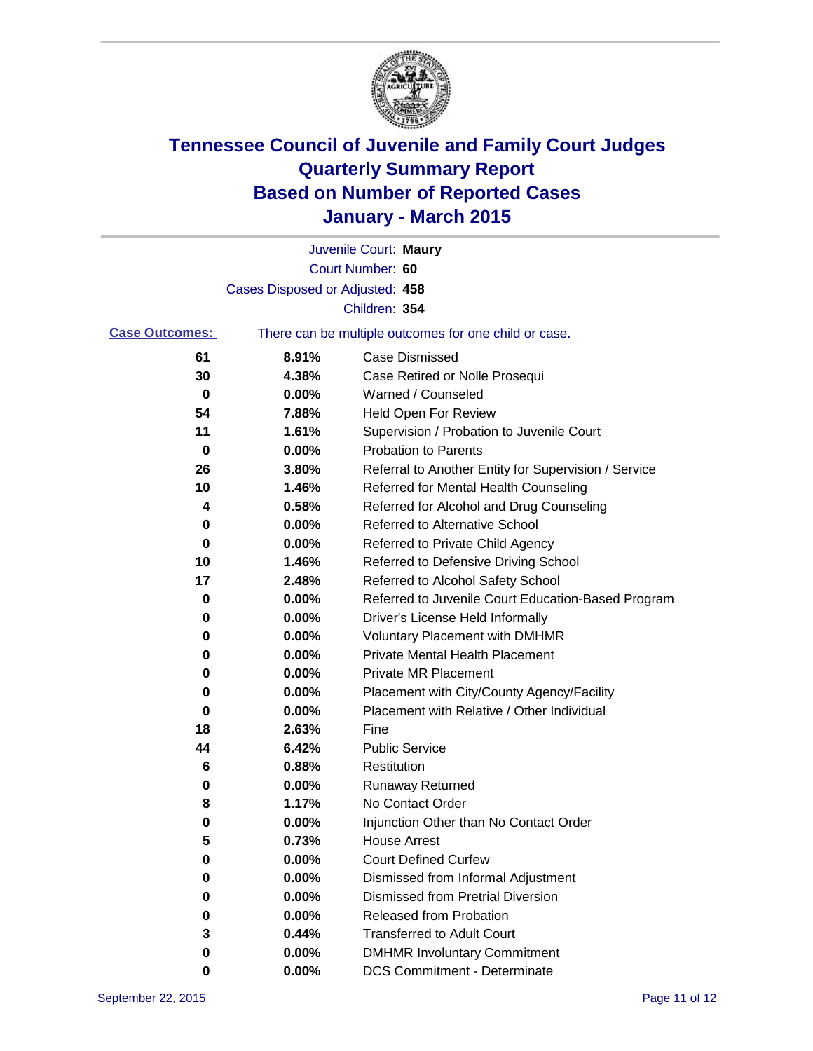# Tennessee Council of Juvenile and Family Court Judges
# Quarterly Summary Report
# Based on Number of Reported Cases
# January - March 2015

Juvenile Court: **Maury**
Court Number: **60**
Cases Disposed or Adjusted: **458**
Children: **354**

**Case Outcomes:** There can be multiple outcomes for one child or case.

| Count | Percent | Outcome |
|---|---|---|
| 61 | 8.91% | Case Dismissed |
| 30 | 4.38% | Case Retired or Nolle Prosequi |
| 0 | 0.00% | Warned / Counseled |
| 54 | 7.88% | Held Open For Review |
| 11 | 1.61% | Supervision / Probation to Juvenile Court |
| 0 | 0.00% | Probation to Parents |
| 26 | 3.80% | Referral to Another Entity for Supervision / Service |
| 10 | 1.46% | Referred for Mental Health Counseling |
| 4 | 0.58% | Referred for Alcohol and Drug Counseling |
| 0 | 0.00% | Referred to Alternative School |
| 0 | 0.00% | Referred to Private Child Agency |
| 10 | 1.46% | Referred to Defensive Driving School |
| 17 | 2.48% | Referred to Alcohol Safety School |
| 0 | 0.00% | Referred to Juvenile Court Education-Based Program |
| 0 | 0.00% | Driver's License Held Informally |
| 0 | 0.00% | Voluntary Placement with DMHMR |
| 0 | 0.00% | Private Mental Health Placement |
| 0 | 0.00% | Private MR Placement |
| 0 | 0.00% | Placement with City/County Agency/Facility |
| 0 | 0.00% | Placement with Relative / Other Individual |
| 18 | 2.63% | Fine |
| 44 | 6.42% | Public Service |
| 6 | 0.88% | Restitution |
| 0 | 0.00% | Runaway Returned |
| 8 | 1.17% | No Contact Order |
| 0 | 0.00% | Injunction Other than No Contact Order |
| 5 | 0.73% | House Arrest |
| 0 | 0.00% | Court Defined Curfew |
| 0 | 0.00% | Dismissed from Informal Adjustment |
| 0 | 0.00% | Dismissed from Pretrial Diversion |
| 0 | 0.00% | Released from Probation |
| 3 | 0.44% | Transferred to Adult Court |
| 0 | 0.00% | DMHMR Involuntary Commitment |
| 0 | 0.00% | DCS Commitment - Determinate |

September 22, 2015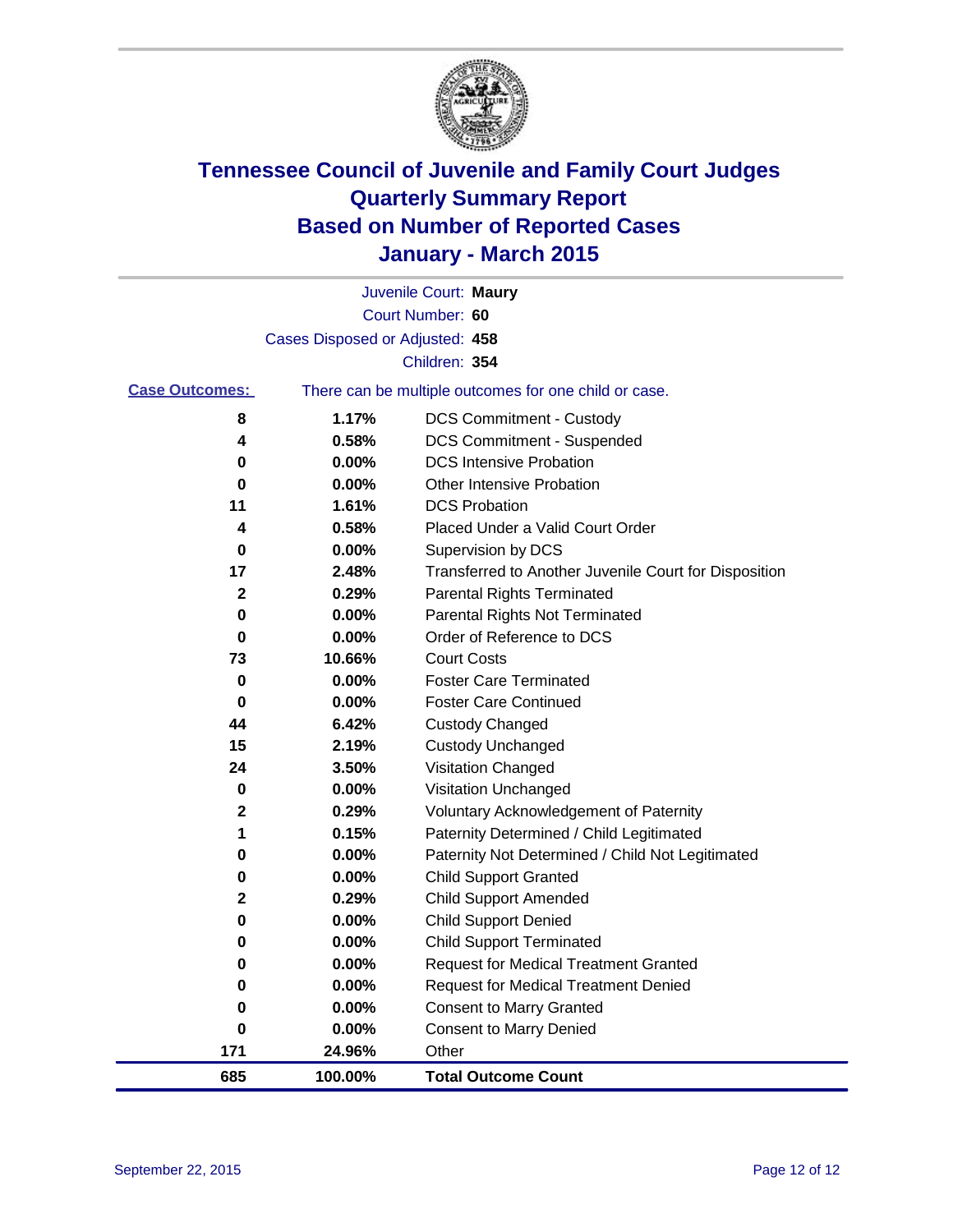# Tennessee Council of Juvenile and Family Court Judges
# Quarterly Summary Report
# Based on Number of Reported Cases
# January - March 2015

Juvenile Court: **Maury**

Court Number: **60**

Cases Disposed or Adjusted: **458**

Children: **354**

**Case Outcomes:** There can be multiple outcomes for one child or case.

| | | |
|---|---|---|
| 8 | 1.17% | DCS Commitment - Custody |
| 4 | 0.58% | DCS Commitment - Suspended |
| 0 | 0.00% | DCS Intensive Probation |
| 0 | 0.00% | Other Intensive Probation |
| 11 | 1.61% | DCS Probation |
| 4 | 0.58% | Placed Under a Valid Court Order |
| 0 | 0.00% | Supervision by DCS |
| 17 | 2.48% | Transferred to Another Juvenile Court for Disposition |
| 2 | 0.29% | Parental Rights Terminated |
| 0 | 0.00% | Parental Rights Not Terminated |
| 0 | 0.00% | Order of Reference to DCS |
| 73 | 10.66% | Court Costs |
| 0 | 0.00% | Foster Care Terminated |
| 0 | 0.00% | Foster Care Continued |
| 44 | 6.42% | Custody Changed |
| 15 | 2.19% | Custody Unchanged |
| 24 | 3.50% | Visitation Changed |
| 0 | 0.00% | Visitation Unchanged |
| 2 | 0.29% | Voluntary Acknowledgement of Paternity |
| 1 | 0.15% | Paternity Determined / Child Legitimated |
| 0 | 0.00% | Paternity Not Determined / Child Not Legitimated |
| 0 | 0.00% | Child Support Granted |
| 2 | 0.29% | Child Support Amended |
| 0 | 0.00% | Child Support Denied |
| 0 | 0.00% | Child Support Terminated |
| 0 | 0.00% | Request for Medical Treatment Granted |
| 0 | 0.00% | Request for Medical Treatment Denied |
| 0 | 0.00% | Consent to Marry Granted |
| 0 | 0.00% | Consent to Marry Denied |
| 171 | 24.96% | Other |
| **685** | **100.00%** | **Total Outcome Count** |